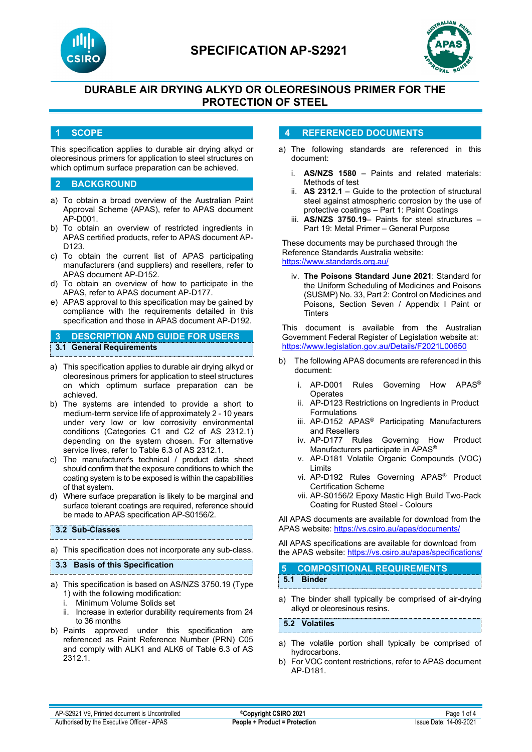# SPECIFICATION AP-S2921

## DURABLE AIR DRYING ALKYD OR OLEORESINOUS PRIMER FOR THE PROTECTION OF STEEL

## 1 SCOPE

This specification applies to durable air drying alkyd or oleoresinous primers for application to steel structures on which optimum surface preparation can be achieved.

## 2 BACKGROUND

a) To obtain a broad overview of the Australian Paint Approval Scheme (APAS), refer to APAS document AP-D001.
b) To obtain an overview of restricted ingredients in APAS certified products, refer to APAS document AP-D123.
c) To obtain the current list of APAS participating manufacturers (and suppliers) and resellers, refer to APAS document AP-D152.
d) To obtain an overview of how to participate in the APAS, refer to APAS document AP-D177.
e) APAS approval to this specification may be gained by compliance with the requirements detailed in this specification and those in APAS document AP-D192.

## 3 DESCRIPTION AND GUIDE FOR USERS

### 3.1 General Requirements

a) This specification applies to durable air drying alkyd or oleoresinous primers for application to steel structures on which optimum surface preparation can be achieved.
b) The systems are intended to provide a short to medium-term service life of approximately 2 - 10 years under very low or low corrosivity environmental conditions (Categories C1 and C2 of AS 2312.1) depending on the system chosen. For alternative service lives, refer to Table 6.3 of AS 2312.1.
c) The manufacturer's technical / product data sheet should confirm that the exposure conditions to which the coating system is to be exposed is within the capabilities of that system.
d) Where surface preparation is likely to be marginal and surface tolerant coatings are required, reference should be made to APAS specification AP-S0156/2.

### 3.2 Sub-Classes

a) This specification does not incorporate any sub-class.

### 3.3 Basis of this Specification

a) This specification is based on AS/NZS 3750.19 (Type 1) with the following modification:
   i. Minimum Volume Solids set
   ii. Increase in exterior durability requirements from 24 to 36 months
b) Paints approved under this specification are referenced as Paint Reference Number (PRN) C05 and comply with ALK1 and ALK6 of Table 6.3 of AS 2312.1.

## 4 REFERENCED DOCUMENTS

a) The following standards are referenced in this document:

   i. **AS/NZS 1580** – Paints and related materials: Methods of test
   ii. **AS 2312.1** – Guide to the protection of structural steel against atmospheric corrosion by the use of protective coatings – Part 1: Paint Coatings
   iii. **AS/NZS 3750.19**– Paints for steel structures – Part 19: Metal Primer – General Purpose

   These documents may be purchased through the Reference Standards Australia website: https://www.standards.org.au/

   iv. **The Poisons Standard June 2021**: Standard for the Uniform Scheduling of Medicines and Poisons (SUSMP) No. 33, Part 2: Control on Medicines and Poisons, Section Seven / Appendix I Paint or Tinters

   This document is available from the Australian Government Federal Register of Legislation website at: https://www.legislation.gov.au/Details/F2021L00650

b) The following APAS documents are referenced in this document:

   i. AP-D001 Rules Governing How APAS® Operates
   ii. AP-D123 Restrictions on Ingredients in Product Formulations
   iii. AP-D152 APAS® Participating Manufacturers and Resellers
   iv. AP-D177 Rules Governing How Product Manufacturers participate in APAS®
   v. AP-D181 Volatile Organic Compounds (VOC) Limits
   vi. AP-D192 Rules Governing APAS® Product Certification Scheme
   vii. AP-S0156/2 Epoxy Mastic High Build Two-Pack Coating for Rusted Steel - Colours

All APAS documents are available for download from the APAS website: https://vs.csiro.au/apas/documents/

All APAS specifications are available for download from the APAS website: https://vs.csiro.au/apas/specifications/

## 5 COMPOSITIONAL REQUIREMENTS

### 5.1 Binder

a) The binder shall typically be comprised of air-drying alkyd or oleoresinous resins.

### 5.2 Volatiles

a) The volatile portion shall typically be comprised of hydrocarbons.
b) For VOC content restrictions, refer to APAS document AP-D181.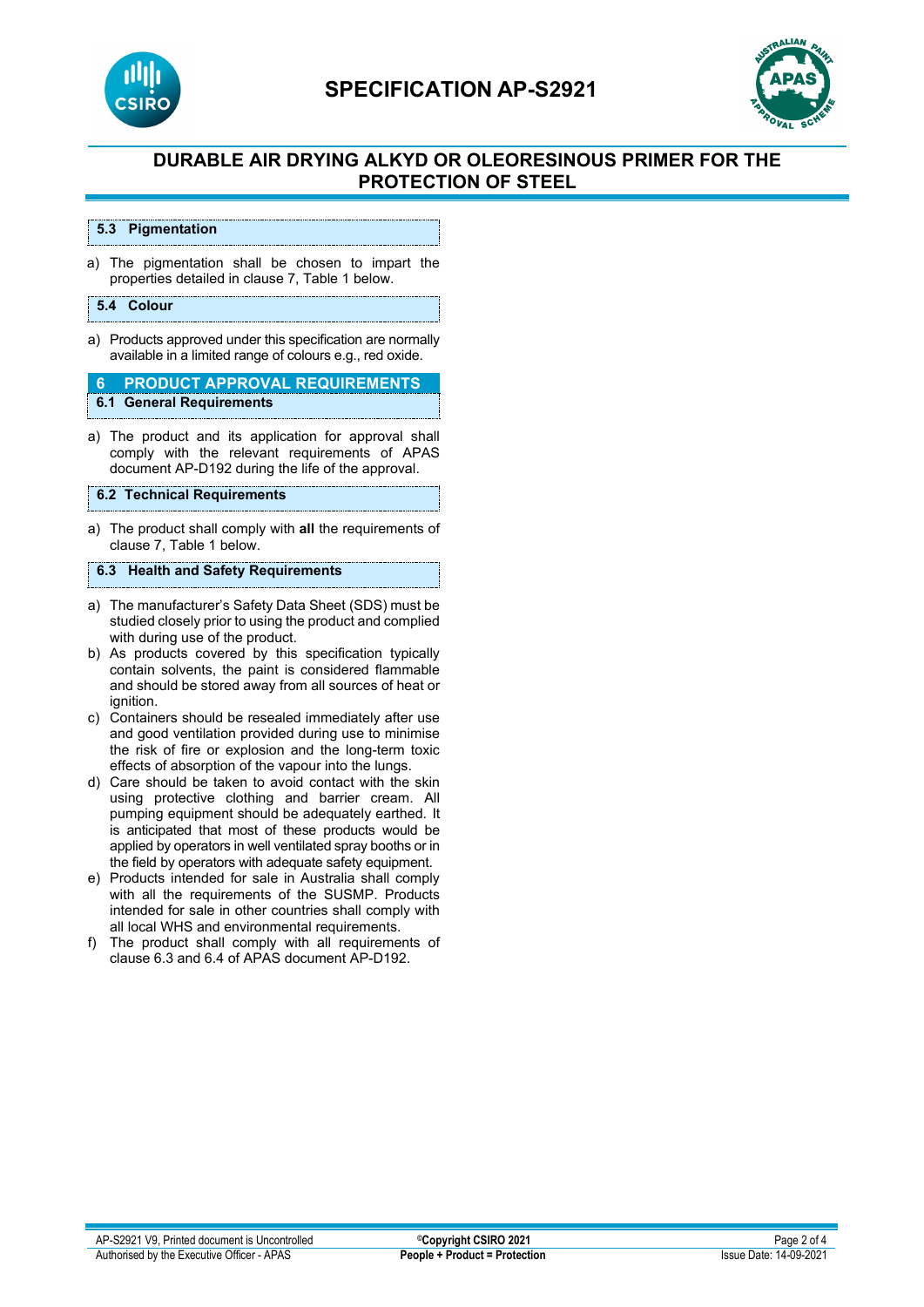### 5.3 Pigmentation

a) The pigmentation shall be chosen to impart the properties detailed in clause 7, Table 1 below.

### 5.4 Colour

a) Products approved under this specification are normally available in a limited range of colours e.g., red oxide.

## 6 PRODUCT APPROVAL REQUIREMENTS

### 6.1 General Requirements

a) The product and its application for approval shall comply with the relevant requirements of APAS document AP-D192 during the life of the approval.

### 6.2 Technical Requirements

a) The product shall comply with **all** the requirements of clause 7, Table 1 below.

### 6.3 Health and Safety Requirements

a) The manufacturer's Safety Data Sheet (SDS) must be studied closely prior to using the product and complied with during use of the product.
b) As products covered by this specification typically contain solvents, the paint is considered flammable and should be stored away from all sources of heat or ignition.
c) Containers should be resealed immediately after use and good ventilation provided during use to minimise the risk of fire or explosion and the long-term toxic effects of absorption of the vapour into the lungs.
d) Care should be taken to avoid contact with the skin using protective clothing and barrier cream. All pumping equipment should be adequately earthed. It is anticipated that most of these products would be applied by operators in well ventilated spray booths or in the field by operators with adequate safety equipment.
e) Products intended for sale in Australia shall comply with all the requirements of the SUSMP. Products intended for sale in other countries shall comply with all local WHS and environmental requirements.
f) The product shall comply with all requirements of clause 6.3 and 6.4 of APAS document AP-D192.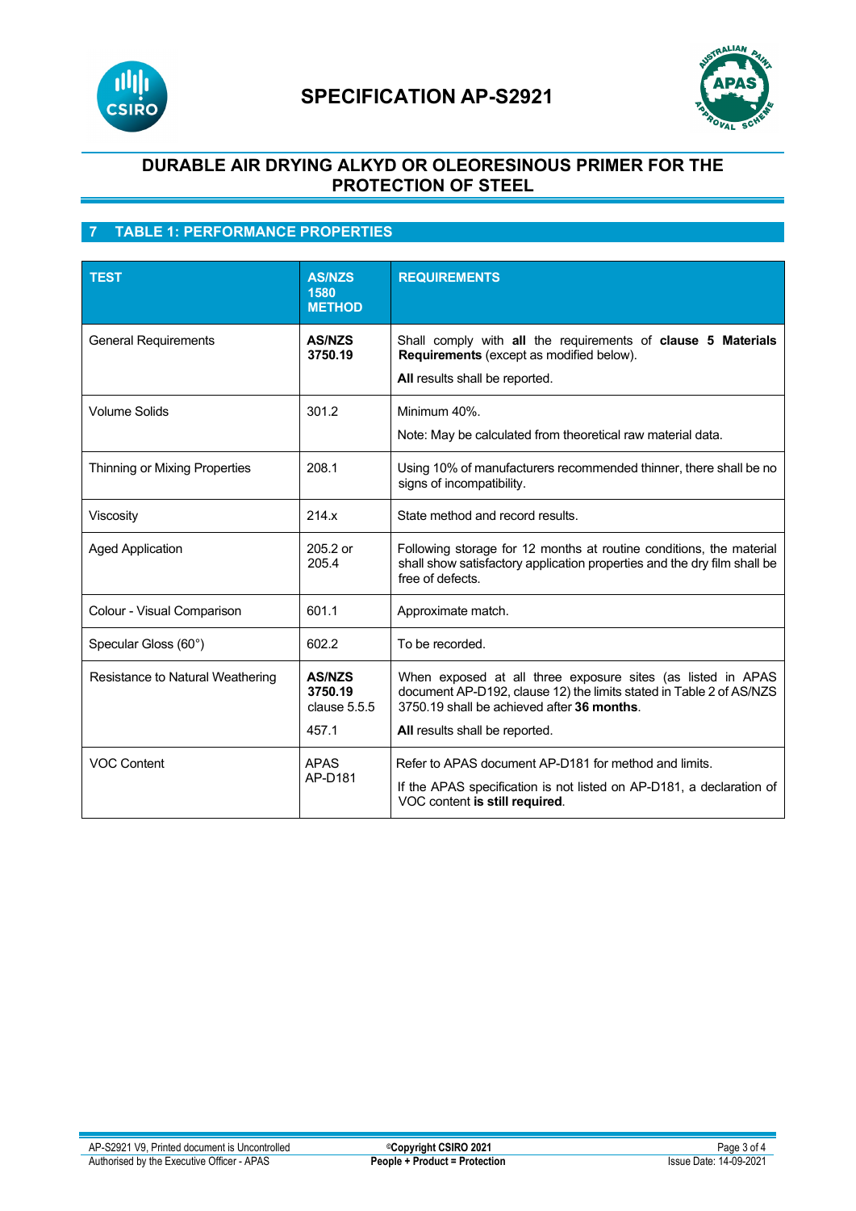# SPECIFICATION AP-S2921

## DURABLE AIR DRYING ALKYD OR OLEORESINOUS PRIMER FOR THE PROTECTION OF STEEL

## 7 TABLE 1: PERFORMANCE PROPERTIES

| TEST | AS/NZS 1580 METHOD | REQUIREMENTS |
|---|---|---|
| General Requirements | **AS/NZS 3750.19** | Shall comply with **all** the requirements of **clause 5 Materials Requirements** (except as modified below).<br>**All** results shall be reported. |
| Volume Solids | 301.2 | Minimum 40%.<br>Note: May be calculated from theoretical raw material data. |
| Thinning or Mixing Properties | 208.1 | Using 10% of manufacturers recommended thinner, there shall be no signs of incompatibility. |
| Viscosity | 214.x | State method and record results. |
| Aged Application | 205.2 or 205.4 | Following storage for 12 months at routine conditions, the material shall show satisfactory application properties and the dry film shall be free of defects. |
| Colour - Visual Comparison | 601.1 | Approximate match. |
| Specular Gloss (60°) | 602.2 | To be recorded. |
| Resistance to Natural Weathering | **AS/NZS 3750.19** clause 5.5.5<br>457.1 | When exposed at all three exposure sites (as listed in APAS document AP-D192, clause 12) the limits stated in Table 2 of AS/NZS 3750.19 shall be achieved after **36 months**.<br>**All** results shall be reported. |
| VOC Content | APAS AP-D181 | Refer to APAS document AP-D181 for method and limits.<br>If the APAS specification is not listed on AP-D181, a declaration of VOC content **is still required**. |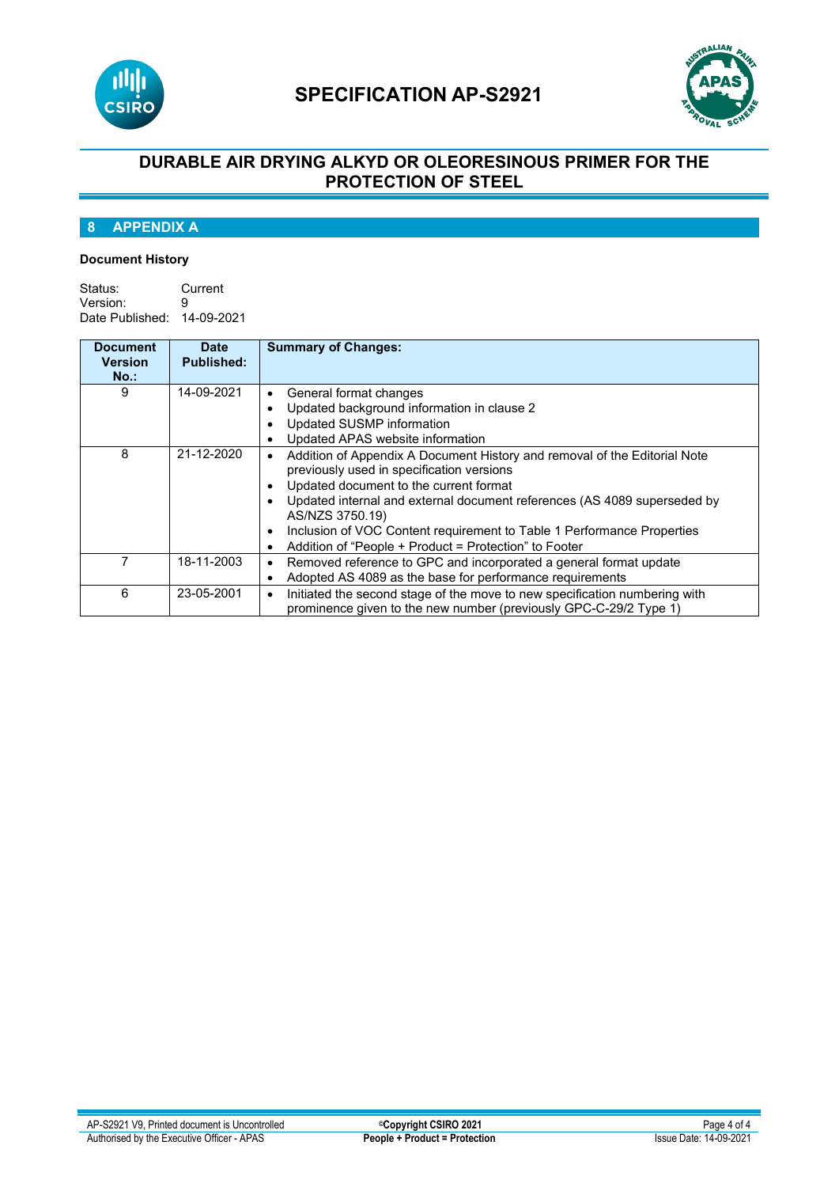# SPECIFICATION AP-S2921

## DURABLE AIR DRYING ALKYD OR OLEORESINOUS PRIMER FOR THE PROTECTION OF STEEL

## 8 APPENDIX A

**Document History**

Status: Current
Version: 9
Date Published: 14-09-2021

| Document Version No.: | Date Published: | Summary of Changes: |
|---|---|---|
| 9 | 14-09-2021 | • General format changes<br>• Updated background information in clause 2<br>• Updated SUSMP information<br>• Updated APAS website information |
| 8 | 21-12-2020 | • Addition of Appendix A Document History and removal of the Editorial Note previously used in specification versions<br>• Updated document to the current format<br>• Updated internal and external document references (AS 4089 superseded by AS/NZS 3750.19)<br>• Inclusion of VOC Content requirement to Table 1 Performance Properties<br>• Addition of "People + Product = Protection" to Footer |
| 7 | 18-11-2003 | • Removed reference to GPC and incorporated a general format update<br>• Adopted AS 4089 as the base for performance requirements |
| 6 | 23-05-2001 | • Initiated the second stage of the move to new specification numbering with prominence given to the new number (previously GPC-C-29/2 Type 1) |